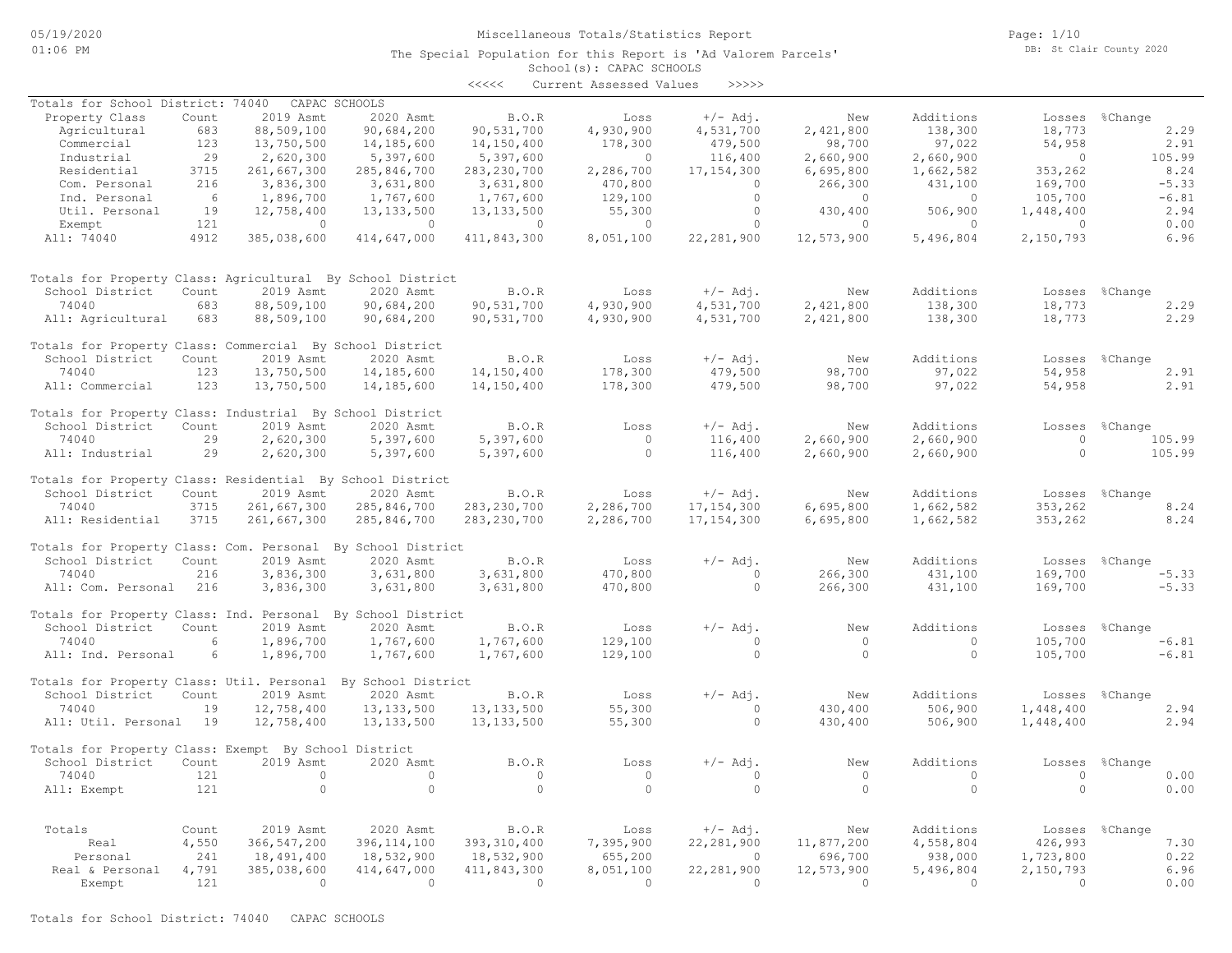# Miscellaneous Totals/Statistics Report

The Special Population for this Report is 'Ad Valorem Parcels'

School(s): CAPAC SCHOOLS

<<<<< Current Assessed Values >>>>>

Totals for School District: 74040 CAPAC SCHOOLS

| Property Class | Count | 2019 Asmt | 2020 Asmt | B.O.R | Loss | +/- Adj. | New | Additions | Losses | %Change |
|---|---|---|---|---|---|---|---|---|---|---|
| Agricultural | 683 | 88,509,100 | 90,684,200 | 90,531,700 | 4,930,900 | 4,531,700 | 2,421,800 | 138,300 | 18,773 | 2.29 |
| Commercial | 123 | 13,750,500 | 14,185,600 | 14,150,400 | 178,300 | 479,500 | 98,700 | 97,022 | 54,958 | 2.91 |
| Industrial | 29 | 2,620,300 | 5,397,600 | 5,397,600 | 0 | 116,400 | 2,660,900 | 2,660,900 | 0 | 105.99 |
| Residential | 3715 | 261,667,300 | 285,846,700 | 283,230,700 | 2,286,700 | 17,154,300 | 6,695,800 | 1,662,582 | 353,262 | 8.24 |
| Com. Personal | 216 | 3,836,300 | 3,631,800 | 3,631,800 | 470,800 | 0 | 266,300 | 431,100 | 169,700 | -5.33 |
| Ind. Personal | 6 | 1,896,700 | 1,767,600 | 1,767,600 | 129,100 | 0 | 0 | 0 | 105,700 | -6.81 |
| Util. Personal | 19 | 12,758,400 | 13,133,500 | 13,133,500 | 55,300 | 0 | 430,400 | 506,900 | 1,448,400 | 2.94 |
| Exempt | 121 | 0 | 0 | 0 | 0 | 0 | 0 | 0 | 0 | 0.00 |
| All: 74040 | 4912 | 385,038,600 | 414,647,000 | 411,843,300 | 8,051,100 | 22,281,900 | 12,573,900 | 5,496,804 | 2,150,793 | 6.96 |

Totals for Property Class: Agricultural By School District

| School District | Count | 2019 Asmt | 2020 Asmt | B.O.R | Loss | +/- Adj. | New | Additions | Losses | %Change |
|---|---|---|---|---|---|---|---|---|---|---|
| 74040 | 683 | 88,509,100 | 90,684,200 | 90,531,700 | 4,930,900 | 4,531,700 | 2,421,800 | 138,300 | 18,773 | 2.29 |
| All: Agricultural | 683 | 88,509,100 | 90,684,200 | 90,531,700 | 4,930,900 | 4,531,700 | 2,421,800 | 138,300 | 18,773 | 2.29 |

Totals for Property Class: Commercial By School District

| School District | Count | 2019 Asmt | 2020 Asmt | B.O.R | Loss | +/- Adj. | New | Additions | Losses | %Change |
|---|---|---|---|---|---|---|---|---|---|---|
| 74040 | 123 | 13,750,500 | 14,185,600 | 14,150,400 | 178,300 | 479,500 | 98,700 | 97,022 | 54,958 | 2.91 |
| All: Commercial | 123 | 13,750,500 | 14,185,600 | 14,150,400 | 178,300 | 479,500 | 98,700 | 97,022 | 54,958 | 2.91 |

Totals for Property Class: Industrial By School District

| School District | Count | 2019 Asmt | 2020 Asmt | B.O.R | Loss | +/- Adj. | New | Additions | Losses | %Change |
|---|---|---|---|---|---|---|---|---|---|---|
| 74040 | 29 | 2,620,300 | 5,397,600 | 5,397,600 | 0 | 116,400 | 2,660,900 | 2,660,900 | 0 | 105.99 |
| All: Industrial | 29 | 2,620,300 | 5,397,600 | 5,397,600 | 0 | 116,400 | 2,660,900 | 2,660,900 | 0 | 105.99 |

Totals for Property Class: Residential By School District

| School District | Count | 2019 Asmt | 2020 Asmt | B.O.R | Loss | +/- Adj. | New | Additions | Losses | %Change |
|---|---|---|---|---|---|---|---|---|---|---|
| 74040 | 3715 | 261,667,300 | 285,846,700 | 283,230,700 | 2,286,700 | 17,154,300 | 6,695,800 | 1,662,582 | 353,262 | 8.24 |
| All: Residential | 3715 | 261,667,300 | 285,846,700 | 283,230,700 | 2,286,700 | 17,154,300 | 6,695,800 | 1,662,582 | 353,262 | 8.24 |

Totals for Property Class: Com. Personal By School District

| School District | Count | 2019 Asmt | 2020 Asmt | B.O.R | Loss | +/- Adj. | New | Additions | Losses | %Change |
|---|---|---|---|---|---|---|---|---|---|---|
| 74040 | 216 | 3,836,300 | 3,631,800 | 3,631,800 | 470,800 | 0 | 266,300 | 431,100 | 169,700 | -5.33 |
| All: Com. Personal | 216 | 3,836,300 | 3,631,800 | 3,631,800 | 470,800 | 0 | 266,300 | 431,100 | 169,700 | -5.33 |

Totals for Property Class: Ind. Personal By School District

| School District | Count | 2019 Asmt | 2020 Asmt | B.O.R | Loss | +/- Adj. | New | Additions | Losses | %Change |
|---|---|---|---|---|---|---|---|---|---|---|
| 74040 | 6 | 1,896,700 | 1,767,600 | 1,767,600 | 129,100 | 0 | 0 | 0 | 105,700 | -6.81 |
| All: Ind. Personal | 6 | 1,896,700 | 1,767,600 | 1,767,600 | 129,100 | 0 | 0 | 0 | 105,700 | -6.81 |

Totals for Property Class: Util. Personal By School District

| School District | Count | 2019 Asmt | 2020 Asmt | B.O.R | Loss | +/- Adj. | New | Additions | Losses | %Change |
|---|---|---|---|---|---|---|---|---|---|---|
| 74040 | 19 | 12,758,400 | 13,133,500 | 13,133,500 | 55,300 | 0 | 430,400 | 506,900 | 1,448,400 | 2.94 |
| All: Util. Personal | 19 | 12,758,400 | 13,133,500 | 13,133,500 | 55,300 | 0 | 430,400 | 506,900 | 1,448,400 | 2.94 |

Totals for Property Class: Exempt By School District

| School District | Count | 2019 Asmt | 2020 Asmt | B.O.R | Loss | +/- Adj. | New | Additions | Losses | %Change |
|---|---|---|---|---|---|---|---|---|---|---|
| 74040 | 121 | 0 | 0 | 0 | 0 | 0 | 0 | 0 | 0 | 0.00 |
| All: Exempt | 121 | 0 | 0 | 0 | 0 | 0 | 0 | 0 | 0 | 0.00 |

| Totals | Count | 2019 Asmt | 2020 Asmt | B.O.R | Loss | +/- Adj. | New | Additions | Losses | %Change |
|---|---|---|---|---|---|---|---|---|---|---|
| Real | 4,550 | 366,547,200 | 396,114,100 | 393,310,400 | 7,395,900 | 22,281,900 | 11,877,200 | 4,558,804 | 426,993 | 7.30 |
| Personal | 241 | 18,491,400 | 18,532,900 | 18,532,900 | 655,200 | 0 | 696,700 | 938,000 | 1,723,800 | 0.22 |
| Real & Personal | 4,791 | 385,038,600 | 414,647,000 | 411,843,300 | 8,051,100 | 22,281,900 | 12,573,900 | 5,496,804 | 2,150,793 | 6.96 |
| Exempt | 121 | 0 | 0 | 0 | 0 | 0 | 0 | 0 | 0 | 0.00 |

Totals for School District: 74040 CAPAC SCHOOLS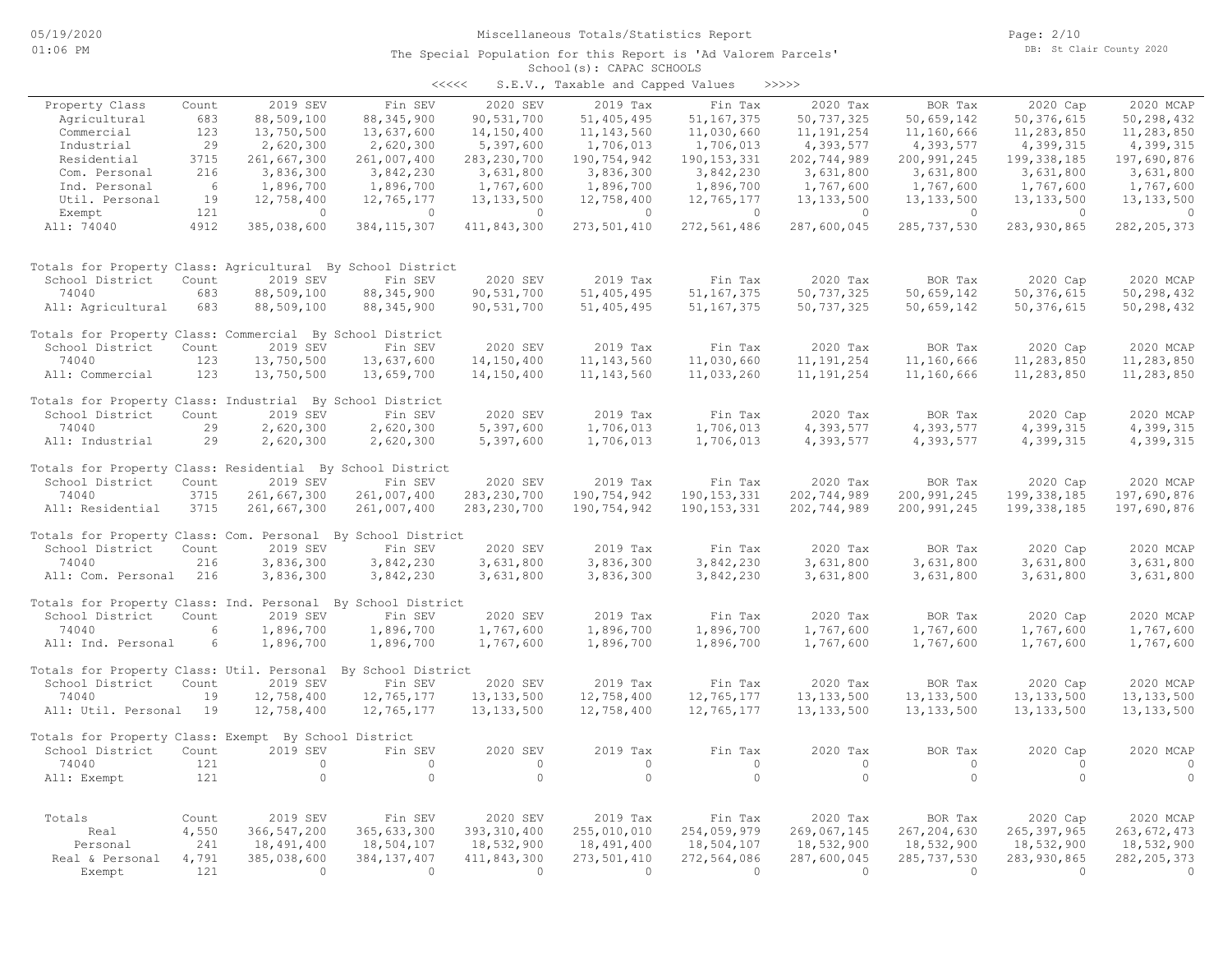Miscellaneous Totals/Statistics Report

The Special Population for this Report is 'Ad Valorem Parcels'

School(s): CAPAC SCHOOLS

<<<<< S.E.V., Taxable and Capped Values >>>>>

| Property Class | Count | 2019 SEV | Fin SEV | 2020 SEV | 2019 Tax | Fin Tax | 2020 Tax | BOR Tax | 2020 Cap | 2020 MCAP |
|---|---|---|---|---|---|---|---|---|---|---|
| Agricultural | 683 | 88,509,100 | 88,345,900 | 90,531,700 | 51,405,495 | 51,167,375 | 50,737,325 | 50,659,142 | 50,376,615 | 50,298,432 |
| Commercial | 123 | 13,750,500 | 13,637,600 | 14,150,400 | 11,143,560 | 11,030,660 | 11,191,254 | 11,160,666 | 11,283,850 | 11,283,850 |
| Industrial | 29 | 2,620,300 | 2,620,300 | 5,397,600 | 1,706,013 | 1,706,013 | 4,393,577 | 4,393,577 | 4,399,315 | 4,399,315 |
| Residential | 3715 | 261,667,300 | 261,007,400 | 283,230,700 | 190,754,942 | 190,153,331 | 202,744,989 | 200,991,245 | 199,338,185 | 197,690,876 |
| Com. Personal | 216 | 3,836,300 | 3,842,230 | 3,631,800 | 3,836,300 | 3,842,230 | 3,631,800 | 3,631,800 | 3,631,800 | 3,631,800 |
| Ind. Personal | 6 | 1,896,700 | 1,896,700 | 1,767,600 | 1,896,700 | 1,896,700 | 1,767,600 | 1,767,600 | 1,767,600 | 1,767,600 |
| Util. Personal | 19 | 12,758,400 | 12,765,177 | 13,133,500 | 12,758,400 | 12,765,177 | 13,133,500 | 13,133,500 | 13,133,500 | 13,133,500 |
| Exempt | 121 | 0 | 0 | 0 | 0 | 0 | 0 | 0 | 0 | 0 |
| All: 74040 | 4912 | 385,038,600 | 384,115,307 | 411,843,300 | 273,501,410 | 272,561,486 | 287,600,045 | 285,737,530 | 283,930,865 | 282,205,373 |

Totals for Property Class: Agricultural By School District

| School District | Count | 2019 SEV | Fin SEV | 2020 SEV | 2019 Tax | Fin Tax | 2020 Tax | BOR Tax | 2020 Cap | 2020 MCAP |
|---|---|---|---|---|---|---|---|---|---|---|
| 74040 | 683 | 88,509,100 | 88,345,900 | 90,531,700 | 51,405,495 | 51,167,375 | 50,737,325 | 50,659,142 | 50,376,615 | 50,298,432 |
| All: Agricultural | 683 | 88,509,100 | 88,345,900 | 90,531,700 | 51,405,495 | 51,167,375 | 50,737,325 | 50,659,142 | 50,376,615 | 50,298,432 |

Totals for Property Class: Commercial By School District

| School District | Count | 2019 SEV | Fin SEV | 2020 SEV | 2019 Tax | Fin Tax | 2020 Tax | BOR Tax | 2020 Cap | 2020 MCAP |
|---|---|---|---|---|---|---|---|---|---|---|
| 74040 | 123 | 13,750,500 | 13,637,600 | 14,150,400 | 11,143,560 | 11,030,660 | 11,191,254 | 11,160,666 | 11,283,850 | 11,283,850 |
| All: Commercial | 123 | 13,750,500 | 13,659,700 | 14,150,400 | 11,143,560 | 11,033,260 | 11,191,254 | 11,160,666 | 11,283,850 | 11,283,850 |

Totals for Property Class: Industrial By School District

| School District | Count | 2019 SEV | Fin SEV | 2020 SEV | 2019 Tax | Fin Tax | 2020 Tax | BOR Tax | 2020 Cap | 2020 MCAP |
|---|---|---|---|---|---|---|---|---|---|---|
| 74040 | 29 | 2,620,300 | 2,620,300 | 5,397,600 | 1,706,013 | 1,706,013 | 4,393,577 | 4,393,577 | 4,399,315 | 4,399,315 |
| All: Industrial | 29 | 2,620,300 | 2,620,300 | 5,397,600 | 1,706,013 | 1,706,013 | 4,393,577 | 4,393,577 | 4,399,315 | 4,399,315 |

Totals for Property Class: Residential By School District

| School District | Count | 2019 SEV | Fin SEV | 2020 SEV | 2019 Tax | Fin Tax | 2020 Tax | BOR Tax | 2020 Cap | 2020 MCAP |
|---|---|---|---|---|---|---|---|---|---|---|
| 74040 | 3715 | 261,667,300 | 261,007,400 | 283,230,700 | 190,754,942 | 190,153,331 | 202,744,989 | 200,991,245 | 199,338,185 | 197,690,876 |
| All: Residential | 3715 | 261,667,300 | 261,007,400 | 283,230,700 | 190,754,942 | 190,153,331 | 202,744,989 | 200,991,245 | 199,338,185 | 197,690,876 |

Totals for Property Class: Com. Personal By School District

| School District | Count | 2019 SEV | Fin SEV | 2020 SEV | 2019 Tax | Fin Tax | 2020 Tax | BOR Tax | 2020 Cap | 2020 MCAP |
|---|---|---|---|---|---|---|---|---|---|---|
| 74040 | 216 | 3,836,300 | 3,842,230 | 3,631,800 | 3,836,300 | 3,842,230 | 3,631,800 | 3,631,800 | 3,631,800 | 3,631,800 |
| All: Com. Personal | 216 | 3,836,300 | 3,842,230 | 3,631,800 | 3,836,300 | 3,842,230 | 3,631,800 | 3,631,800 | 3,631,800 | 3,631,800 |

Totals for Property Class: Ind. Personal By School District

| School District | Count | 2019 SEV | Fin SEV | 2020 SEV | 2019 Tax | Fin Tax | 2020 Tax | BOR Tax | 2020 Cap | 2020 MCAP |
|---|---|---|---|---|---|---|---|---|---|---|
| 74040 | 6 | 1,896,700 | 1,896,700 | 1,767,600 | 1,896,700 | 1,896,700 | 1,767,600 | 1,767,600 | 1,767,600 | 1,767,600 |
| All: Ind. Personal | 6 | 1,896,700 | 1,896,700 | 1,767,600 | 1,896,700 | 1,896,700 | 1,767,600 | 1,767,600 | 1,767,600 | 1,767,600 |

Totals for Property Class: Util. Personal By School District

| School District | Count | 2019 SEV | Fin SEV | 2020 SEV | 2019 Tax | Fin Tax | 2020 Tax | BOR Tax | 2020 Cap | 2020 MCAP |
|---|---|---|---|---|---|---|---|---|---|---|
| 74040 | 19 | 12,758,400 | 12,765,177 | 13,133,500 | 12,758,400 | 12,765,177 | 13,133,500 | 13,133,500 | 13,133,500 | 13,133,500 |
| All: Util. Personal | 19 | 12,758,400 | 12,765,177 | 13,133,500 | 12,758,400 | 12,765,177 | 13,133,500 | 13,133,500 | 13,133,500 | 13,133,500 |

Totals for Property Class: Exempt By School District

| School District | Count | 2019 SEV | Fin SEV | 2020 SEV | 2019 Tax | Fin Tax | 2020 Tax | BOR Tax | 2020 Cap | 2020 MCAP |
|---|---|---|---|---|---|---|---|---|---|---|
| 74040 | 121 | 0 | 0 | 0 | 0 | 0 | 0 | 0 | 0 | 0 |
| All: Exempt | 121 | 0 | 0 | 0 | 0 | 0 | 0 | 0 | 0 | 0 |

| Totals | Count | 2019 SEV | Fin SEV | 2020 SEV | 2019 Tax | Fin Tax | 2020 Tax | BOR Tax | 2020 Cap | 2020 MCAP |
|---|---|---|---|---|---|---|---|---|---|---|
| Real | 4,550 | 366,547,200 | 365,633,300 | 393,310,400 | 255,010,010 | 254,059,979 | 269,067,145 | 267,204,630 | 265,397,965 | 263,672,473 |
| Personal | 241 | 18,491,400 | 18,504,107 | 18,532,900 | 18,491,400 | 18,504,107 | 18,532,900 | 18,532,900 | 18,532,900 | 18,532,900 |
| Real & Personal | 4,791 | 385,038,600 | 384,137,407 | 411,843,300 | 273,501,410 | 272,564,086 | 287,600,045 | 285,737,530 | 283,930,865 | 282,205,373 |
| Exempt | 121 | 0 | 0 | 0 | 0 | 0 | 0 | 0 | 0 | 0 |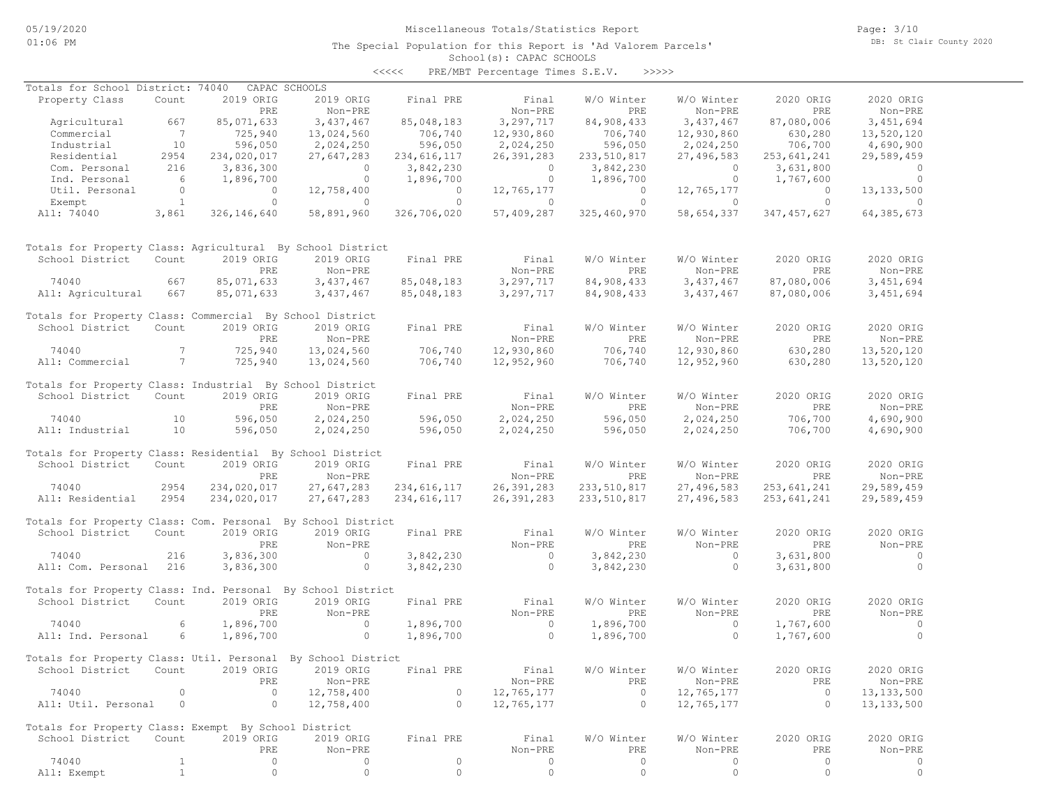# Miscellaneous Totals/Statistics Report

The Special Population for this Report is 'Ad Valorem Parcels'
School(s): CAPAC SCHOOLS
<<<<< PRE/MBT Percentage Times S.E.V. >>>>>

Totals for School District: 74040 CAPAC SCHOOLS

| Property Class | Count | 2019 ORIG PRE | 2019 ORIG Non-PRE | Final PRE | Final Non-PRE | W/O Winter PRE | W/O Winter Non-PRE | 2020 ORIG PRE | 2020 ORIG Non-PRE |
|---|---|---|---|---|---|---|---|---|---|
| Agricultural | 667 | 85,071,633 | 3,437,467 | 85,048,183 | 3,297,717 | 84,908,433 | 3,437,467 | 87,080,006 | 3,451,694 |
| Commercial | 7 | 725,940 | 13,024,560 | 706,740 | 12,930,860 | 706,740 | 12,930,860 | 630,280 | 13,520,120 |
| Industrial | 10 | 596,050 | 2,024,250 | 596,050 | 2,024,250 | 596,050 | 2,024,250 | 706,700 | 4,690,900 |
| Residential | 2954 | 234,020,017 | 27,647,283 | 234,616,117 | 26,391,283 | 233,510,817 | 27,496,583 | 253,641,241 | 29,589,459 |
| Com. Personal | 216 | 3,836,300 | 0 | 3,842,230 | 0 | 3,842,230 | 0 | 3,631,800 | 0 |
| Ind. Personal | 6 | 1,896,700 | 0 | 1,896,700 | 0 | 1,896,700 | 0 | 1,767,600 | 0 |
| Util. Personal | 0 | 0 | 12,758,400 | 0 | 12,765,177 | 0 | 12,765,177 | 0 | 13,133,500 |
| Exempt | 1 | 0 | 0 | 0 | 0 | 0 | 0 | 0 | 0 |
| All: 74040 | 3,861 | 326,146,640 | 58,891,960 | 326,706,020 | 57,409,287 | 325,460,970 | 58,654,337 | 347,457,627 | 64,385,673 |

Totals for Property Class: Agricultural By School District

| School District | Count | 2019 ORIG PRE | 2019 ORIG Non-PRE | Final PRE | Final Non-PRE | W/O Winter PRE | W/O Winter Non-PRE | 2020 ORIG PRE | 2020 ORIG Non-PRE |
|---|---|---|---|---|---|---|---|---|---|
| 74040 | 667 | 85,071,633 | 3,437,467 | 85,048,183 | 3,297,717 | 84,908,433 | 3,437,467 | 87,080,006 | 3,451,694 |
| All: Agricultural | 667 | 85,071,633 | 3,437,467 | 85,048,183 | 3,297,717 | 84,908,433 | 3,437,467 | 87,080,006 | 3,451,694 |

Totals for Property Class: Commercial By School District

| School District | Count | 2019 ORIG PRE | 2019 ORIG Non-PRE | Final PRE | Final Non-PRE | W/O Winter PRE | W/O Winter Non-PRE | 2020 ORIG PRE | 2020 ORIG Non-PRE |
|---|---|---|---|---|---|---|---|---|---|
| 74040 | 7 | 725,940 | 13,024,560 | 706,740 | 12,930,860 | 706,740 | 12,930,860 | 630,280 | 13,520,120 |
| All: Commercial | 7 | 725,940 | 13,024,560 | 706,740 | 12,952,960 | 706,740 | 12,952,960 | 630,280 | 13,520,120 |

Totals for Property Class: Industrial By School District

| School District | Count | 2019 ORIG PRE | 2019 ORIG Non-PRE | Final PRE | Final Non-PRE | W/O Winter PRE | W/O Winter Non-PRE | 2020 ORIG PRE | 2020 ORIG Non-PRE |
|---|---|---|---|---|---|---|---|---|---|
| 74040 | 10 | 596,050 | 2,024,250 | 596,050 | 2,024,250 | 596,050 | 2,024,250 | 706,700 | 4,690,900 |
| All: Industrial | 10 | 596,050 | 2,024,250 | 596,050 | 2,024,250 | 596,050 | 2,024,250 | 706,700 | 4,690,900 |

Totals for Property Class: Residential By School District

| School District | Count | 2019 ORIG PRE | 2019 ORIG Non-PRE | Final PRE | Final Non-PRE | W/O Winter PRE | W/O Winter Non-PRE | 2020 ORIG PRE | 2020 ORIG Non-PRE |
|---|---|---|---|---|---|---|---|---|---|
| 74040 | 2954 | 234,020,017 | 27,647,283 | 234,616,117 | 26,391,283 | 233,510,817 | 27,496,583 | 253,641,241 | 29,589,459 |
| All: Residential | 2954 | 234,020,017 | 27,647,283 | 234,616,117 | 26,391,283 | 233,510,817 | 27,496,583 | 253,641,241 | 29,589,459 |

Totals for Property Class: Com. Personal By School District

| School District | Count | 2019 ORIG PRE | 2019 ORIG Non-PRE | Final PRE | Final Non-PRE | W/O Winter PRE | W/O Winter Non-PRE | 2020 ORIG PRE | 2020 ORIG Non-PRE |
|---|---|---|---|---|---|---|---|---|---|
| 74040 | 216 | 3,836,300 | 0 | 3,842,230 | 0 | 3,842,230 | 0 | 3,631,800 | 0 |
| All: Com. Personal | 216 | 3,836,300 | 0 | 3,842,230 | 0 | 3,842,230 | 0 | 3,631,800 | 0 |

Totals for Property Class: Ind. Personal By School District

| School District | Count | 2019 ORIG PRE | 2019 ORIG Non-PRE | Final PRE | Final Non-PRE | W/O Winter PRE | W/O Winter Non-PRE | 2020 ORIG PRE | 2020 ORIG Non-PRE |
|---|---|---|---|---|---|---|---|---|---|
| 74040 | 6 | 1,896,700 | 0 | 1,896,700 | 0 | 1,896,700 | 0 | 1,767,600 | 0 |
| All: Ind. Personal | 6 | 1,896,700 | 0 | 1,896,700 | 0 | 1,896,700 | 0 | 1,767,600 | 0 |

Totals for Property Class: Util. Personal By School District

| School District | Count | 2019 ORIG PRE | 2019 ORIG Non-PRE | Final PRE | Final Non-PRE | W/O Winter PRE | W/O Winter Non-PRE | 2020 ORIG PRE | 2020 ORIG Non-PRE |
|---|---|---|---|---|---|---|---|---|---|
| 74040 | 0 | 0 | 12,758,400 | 0 | 12,765,177 | 0 | 12,765,177 | 0 | 13,133,500 |
| All: Util. Personal | 0 | 0 | 12,758,400 | 0 | 12,765,177 | 0 | 12,765,177 | 0 | 13,133,500 |

Totals for Property Class: Exempt By School District

| School District | Count | 2019 ORIG PRE | 2019 ORIG Non-PRE | Final PRE | Final Non-PRE | W/O Winter PRE | W/O Winter Non-PRE | 2020 ORIG PRE | 2020 ORIG Non-PRE |
|---|---|---|---|---|---|---|---|---|---|
| 74040 | 1 | 0 | 0 | 0 | 0 | 0 | 0 | 0 | 0 |
| All: Exempt | 1 | 0 | 0 | 0 | 0 | 0 | 0 | 0 | 0 |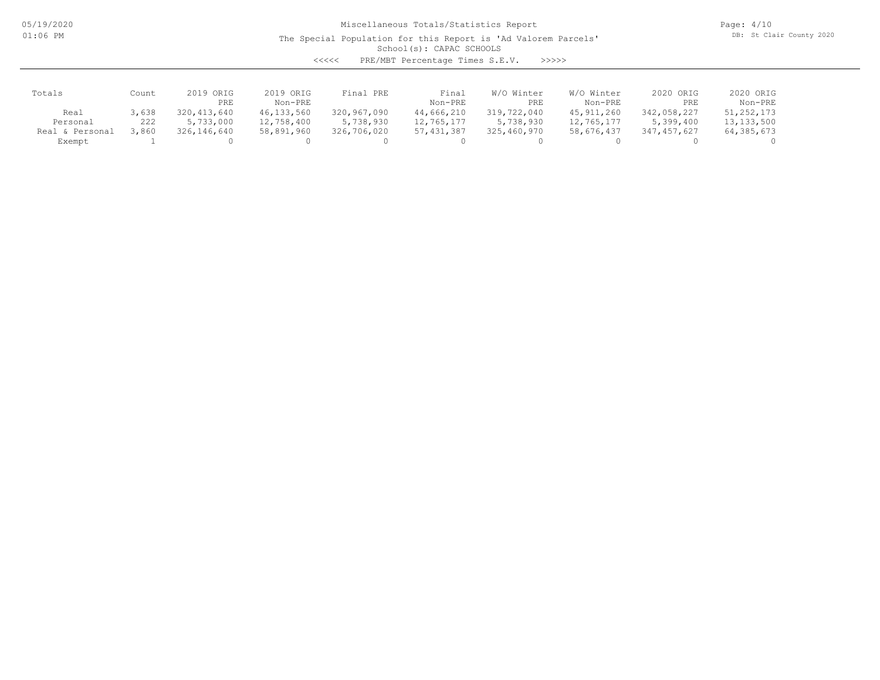# Miscellaneous Totals/Statistics Report

The Special Population for this Report is 'Ad Valorem Parcels'

School(s): CAPAC SCHOOLS

<<<<< PRE/MBT Percentage Times S.E.V. >>>>>

| Totals | Count | 2019 ORIG PRE | 2019 ORIG Non-PRE | Final PRE | Final Non-PRE | W/O Winter PRE | W/O Winter Non-PRE | 2020 ORIG PRE | 2020 ORIG Non-PRE |
|---|---|---|---|---|---|---|---|---|---|
| Real | 3,638 | 320,413,640 | 46,133,560 | 320,967,090 | 44,666,210 | 319,722,040 | 45,911,260 | 342,058,227 | 51,252,173 |
| Personal | 222 | 5,733,000 | 12,758,400 | 5,738,930 | 12,765,177 | 5,738,930 | 12,765,177 | 5,399,400 | 13,133,500 |
| Real & Personal | 3,860 | 326,146,640 | 58,891,960 | 326,706,020 | 57,431,387 | 325,460,970 | 58,676,437 | 347,457,627 | 64,385,673 |
| Exempt | 1 | 0 | 0 | 0 | 0 | 0 | 0 | 0 | 0 |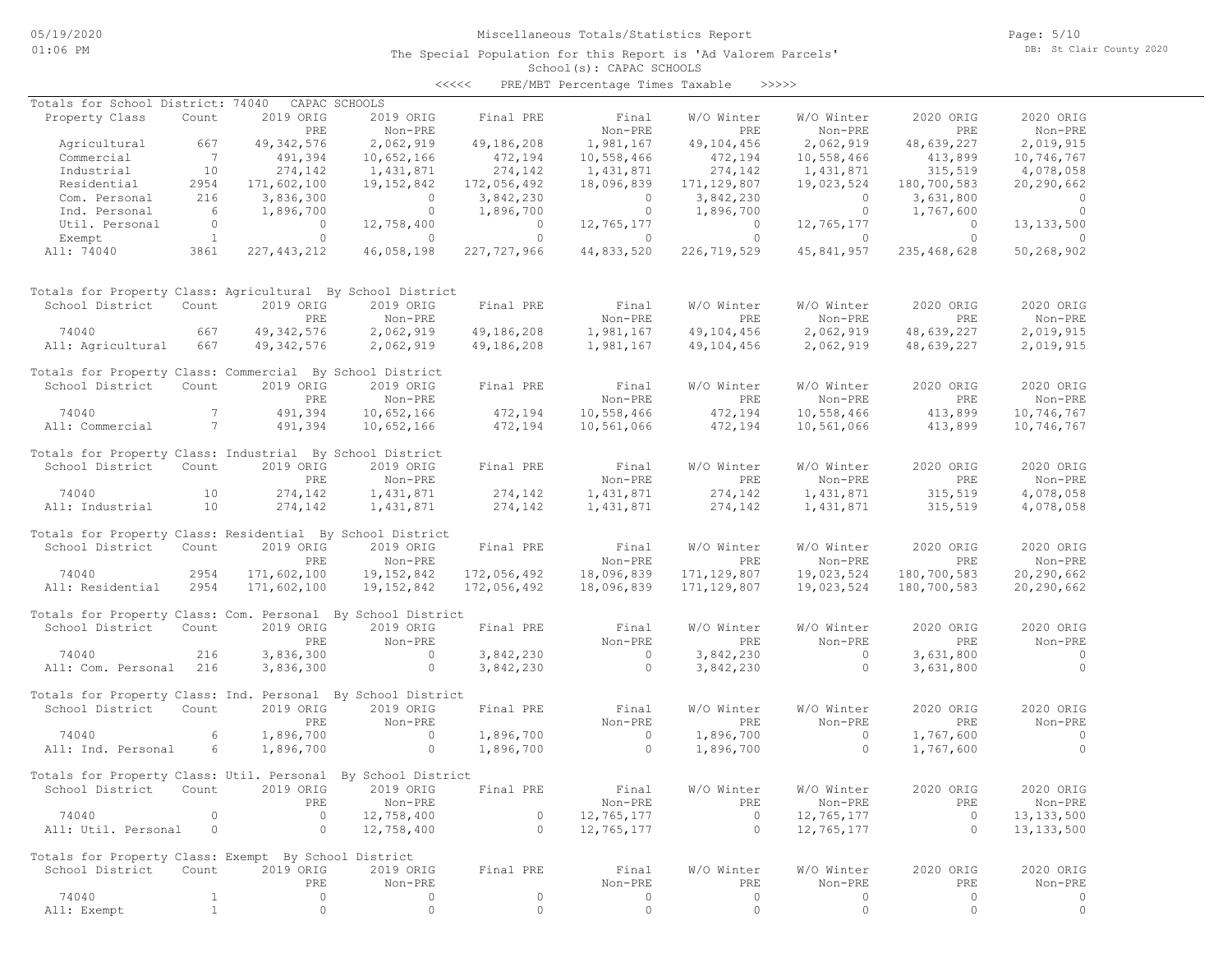# Miscellaneous Totals/Statistics Report

The Special Population for this Report is 'Ad Valorem Parcels'

School(s): CAPAC SCHOOLS

<<<<< PRE/MBT Percentage Times Taxable >>>>>

## Totals for School District: 74040 CAPAC SCHOOLS

| Property Class | Count | 2019 ORIG PRE | 2019 ORIG Non-PRE | Final PRE | Final Non-PRE | W/O Winter PRE | W/O Winter Non-PRE | 2020 ORIG PRE | 2020 ORIG Non-PRE |
|---|---|---|---|---|---|---|---|---|---|
| Agricultural | 667 | 49,342,576 | 2,062,919 | 49,186,208 | 1,981,167 | 49,104,456 | 2,062,919 | 48,639,227 | 2,019,915 |
| Commercial | 7 | 491,394 | 10,652,166 | 472,194 | 10,558,466 | 472,194 | 10,558,466 | 413,899 | 10,746,767 |
| Industrial | 10 | 274,142 | 1,431,871 | 274,142 | 1,431,871 | 274,142 | 1,431,871 | 315,519 | 4,078,058 |
| Residential | 2954 | 171,602,100 | 19,152,842 | 172,056,492 | 18,096,839 | 171,129,807 | 19,023,524 | 180,700,583 | 20,290,662 |
| Com. Personal | 216 | 3,836,300 | 0 | 3,842,230 | 0 | 3,842,230 | 0 | 3,631,800 | 0 |
| Ind. Personal | 6 | 1,896,700 | 0 | 1,896,700 | 0 | 1,896,700 | 0 | 1,767,600 | 0 |
| Util. Personal | 0 | 0 | 12,758,400 | 0 | 12,765,177 | 0 | 12,765,177 | 0 | 13,133,500 |
| Exempt | 1 | 0 | 0 | 0 | 0 | 0 | 0 | 0 | 0 |
| All: 74040 | 3861 | 227,443,212 | 46,058,198 | 227,727,966 | 44,833,520 | 226,719,529 | 45,841,957 | 235,468,628 | 50,268,902 |

## Totals for Property Class: Agricultural By School District

| School District | Count | 2019 ORIG PRE | 2019 ORIG Non-PRE | Final PRE | Final Non-PRE | W/O Winter PRE | W/O Winter Non-PRE | 2020 ORIG PRE | 2020 ORIG Non-PRE |
|---|---|---|---|---|---|---|---|---|---|
| 74040 | 667 | 49,342,576 | 2,062,919 | 49,186,208 | 1,981,167 | 49,104,456 | 2,062,919 | 48,639,227 | 2,019,915 |
| All: Agricultural | 667 | 49,342,576 | 2,062,919 | 49,186,208 | 1,981,167 | 49,104,456 | 2,062,919 | 48,639,227 | 2,019,915 |

## Totals for Property Class: Commercial By School District

| School District | Count | 2019 ORIG PRE | 2019 ORIG Non-PRE | Final PRE | Final Non-PRE | W/O Winter PRE | W/O Winter Non-PRE | 2020 ORIG PRE | 2020 ORIG Non-PRE |
|---|---|---|---|---|---|---|---|---|---|
| 74040 | 7 | 491,394 | 10,652,166 | 472,194 | 10,558,466 | 472,194 | 10,558,466 | 413,899 | 10,746,767 |
| All: Commercial | 7 | 491,394 | 10,652,166 | 472,194 | 10,561,066 | 472,194 | 10,561,066 | 413,899 | 10,746,767 |

## Totals for Property Class: Industrial By School District

| School District | Count | 2019 ORIG PRE | 2019 ORIG Non-PRE | Final PRE | Final Non-PRE | W/O Winter PRE | W/O Winter Non-PRE | 2020 ORIG PRE | 2020 ORIG Non-PRE |
|---|---|---|---|---|---|---|---|---|---|
| 74040 | 10 | 274,142 | 1,431,871 | 274,142 | 1,431,871 | 274,142 | 1,431,871 | 315,519 | 4,078,058 |
| All: Industrial | 10 | 274,142 | 1,431,871 | 274,142 | 1,431,871 | 274,142 | 1,431,871 | 315,519 | 4,078,058 |

## Totals for Property Class: Residential By School District

| School District | Count | 2019 ORIG PRE | 2019 ORIG Non-PRE | Final PRE | Final Non-PRE | W/O Winter PRE | W/O Winter Non-PRE | 2020 ORIG PRE | 2020 ORIG Non-PRE |
|---|---|---|---|---|---|---|---|---|---|
| 74040 | 2954 | 171,602,100 | 19,152,842 | 172,056,492 | 18,096,839 | 171,129,807 | 19,023,524 | 180,700,583 | 20,290,662 |
| All: Residential | 2954 | 171,602,100 | 19,152,842 | 172,056,492 | 18,096,839 | 171,129,807 | 19,023,524 | 180,700,583 | 20,290,662 |

## Totals for Property Class: Com. Personal By School District

| School District | Count | 2019 ORIG PRE | 2019 ORIG Non-PRE | Final PRE | Final Non-PRE | W/O Winter PRE | W/O Winter Non-PRE | 2020 ORIG PRE | 2020 ORIG Non-PRE |
|---|---|---|---|---|---|---|---|---|---|
| 74040 | 216 | 3,836,300 | 0 | 3,842,230 | 0 | 3,842,230 | 0 | 3,631,800 | 0 |
| All: Com. Personal | 216 | 3,836,300 | 0 | 3,842,230 | 0 | 3,842,230 | 0 | 3,631,800 | 0 |

## Totals for Property Class: Ind. Personal By School District

| School District | Count | 2019 ORIG PRE | 2019 ORIG Non-PRE | Final PRE | Final Non-PRE | W/O Winter PRE | W/O Winter Non-PRE | 2020 ORIG PRE | 2020 ORIG Non-PRE |
|---|---|---|---|---|---|---|---|---|---|
| 74040 | 6 | 1,896,700 | 0 | 1,896,700 | 0 | 1,896,700 | 0 | 1,767,600 | 0 |
| All: Ind. Personal | 6 | 1,896,700 | 0 | 1,896,700 | 0 | 1,896,700 | 0 | 1,767,600 | 0 |

## Totals for Property Class: Util. Personal By School District

| School District | Count | 2019 ORIG PRE | 2019 ORIG Non-PRE | Final PRE | Final Non-PRE | W/O Winter PRE | W/O Winter Non-PRE | 2020 ORIG PRE | 2020 ORIG Non-PRE |
|---|---|---|---|---|---|---|---|---|---|
| 74040 | 0 | 0 | 12,758,400 | 0 | 12,765,177 | 0 | 12,765,177 | 0 | 13,133,500 |
| All: Util. Personal | 0 | 0 | 12,758,400 | 0 | 12,765,177 | 0 | 12,765,177 | 0 | 13,133,500 |

## Totals for Property Class: Exempt By School District

| School District | Count | 2019 ORIG PRE | 2019 ORIG Non-PRE | Final PRE | Final Non-PRE | W/O Winter PRE | W/O Winter Non-PRE | 2020 ORIG PRE | 2020 ORIG Non-PRE |
|---|---|---|---|---|---|---|---|---|---|
| 74040 | 1 | 0 | 0 | 0 | 0 | 0 | 0 | 0 | 0 |
| All: Exempt | 1 | 0 | 0 | 0 | 0 | 0 | 0 | 0 | 0 |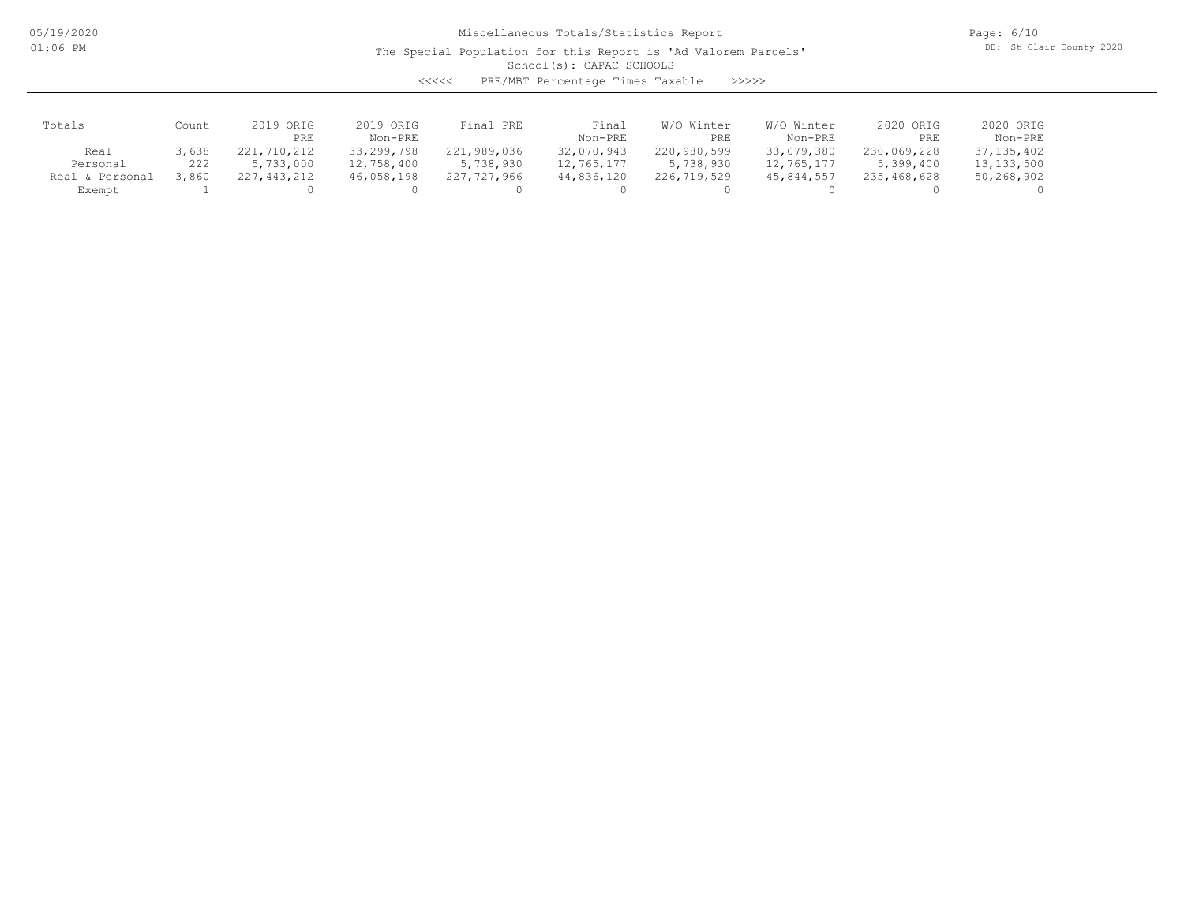Miscellaneous Totals/Statistics Report

The Special Population for this Report is 'Ad Valorem Parcels'

School(s): CAPAC SCHOOLS

<<<<< PRE/MBT Percentage Times Taxable >>>>>

| Totals | Count | 2019 ORIG PRE | 2019 ORIG Non-PRE | Final PRE | Final Non-PRE | W/O Winter PRE | W/O Winter Non-PRE | 2020 ORIG PRE | 2020 ORIG Non-PRE |
|---|---|---|---|---|---|---|---|---|---|
| Real | 3,638 | 221,710,212 | 33,299,798 | 221,989,036 | 32,070,943 | 220,980,599 | 33,079,380 | 230,069,228 | 37,135,402 |
| Personal | 222 | 5,733,000 | 12,758,400 | 5,738,930 | 12,765,177 | 5,738,930 | 12,765,177 | 5,399,400 | 13,133,500 |
| Real & Personal | 3,860 | 227,443,212 | 46,058,198 | 227,727,966 | 44,836,120 | 226,719,529 | 45,844,557 | 235,468,628 | 50,268,902 |
| Exempt | 1 | 0 | 0 | 0 | 0 | 0 | 0 | 0 | 0 |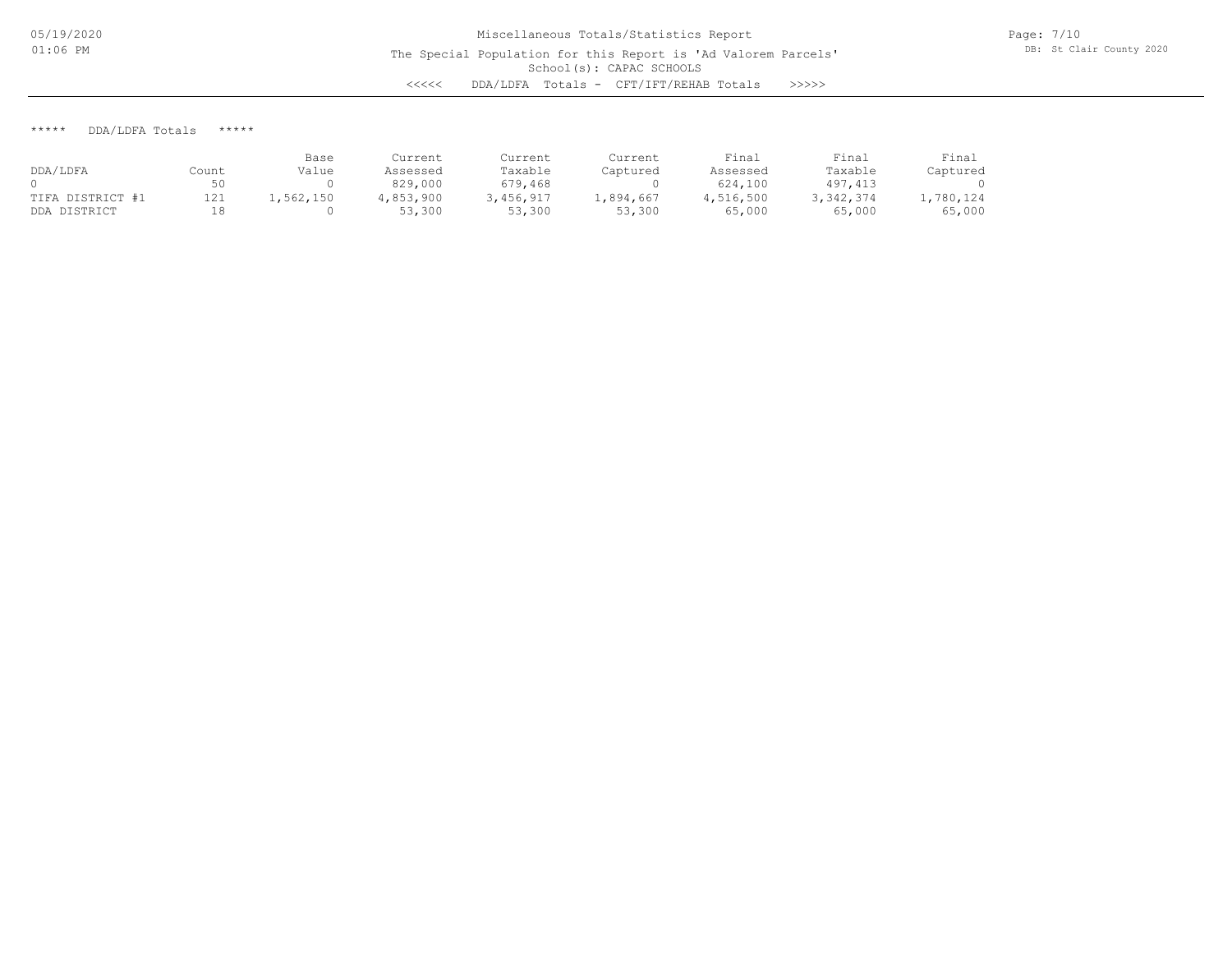Miscellaneous Totals/Statistics Report

The Special Population for this Report is 'Ad Valorem Parcels'

School(s): CAPAC SCHOOLS

<<<<< DDA/LDFA Totals - CFT/IFT/REHAB Totals >>>>>

***** DDA/LDFA Totals *****

| DDA/LDFA | Count | Base Value | Current Assessed | Current Taxable | Current Captured | Final Assessed | Final Taxable | Final Captured |
|---|---|---|---|---|---|---|---|---|
| 0 | 50 | 0 | 829,000 | 679,468 | 0 | 624,100 | 497,413 | 0 |
| TIFA DISTRICT #1 | 121 | 1,562,150 | 4,853,900 | 3,456,917 | 1,894,667 | 4,516,500 | 3,342,374 | 1,780,124 |
| DDA DISTRICT | 18 | 0 | 53,300 | 53,300 | 53,300 | 65,000 | 65,000 | 65,000 |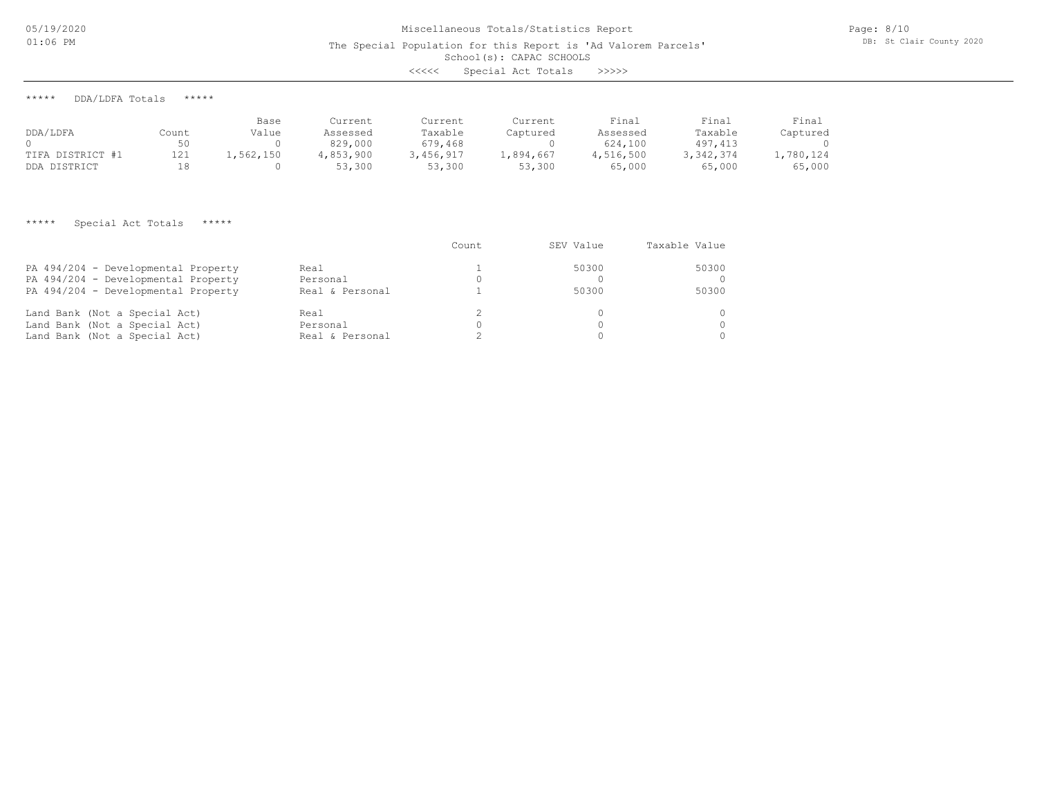Miscellaneous Totals/Statistics Report

The Special Population for this Report is 'Ad Valorem Parcels'

School(s): CAPAC SCHOOLS

<<<<< Special Act Totals >>>>>

***** DDA/LDFA Totals *****

| DDA/LDFA | Count | Base Value | Current Assessed | Current Taxable | Current Captured | Final Assessed | Final Taxable | Final Captured |
|---|---|---|---|---|---|---|---|---|
| 0 | 50 | 0 | 829,000 | 679,468 | 0 | 624,100 | 497,413 | 0 |
| TIFA DISTRICT #1 | 121 | 1,562,150 | 4,853,900 | 3,456,917 | 1,894,667 | 4,516,500 | 3,342,374 | 1,780,124 |
| DDA DISTRICT | 18 | 0 | 53,300 | 53,300 | 53,300 | 65,000 | 65,000 | 65,000 |

***** Special Act Totals *****

| | | Count | SEV Value | Taxable Value |
|---|---|---|---|---|
| PA 494/204 - Developmental Property | Real | 1 | 50300 | 50300 |
| PA 494/204 - Developmental Property | Personal | 0 | 0 | 0 |
| PA 494/204 - Developmental Property | Real & Personal | 1 | 50300 | 50300 |
| Land Bank (Not a Special Act) | Real | 2 | 0 | 0 |
| Land Bank (Not a Special Act) | Personal | 0 | 0 | 0 |
| Land Bank (Not a Special Act) | Real & Personal | 2 | 0 | 0 |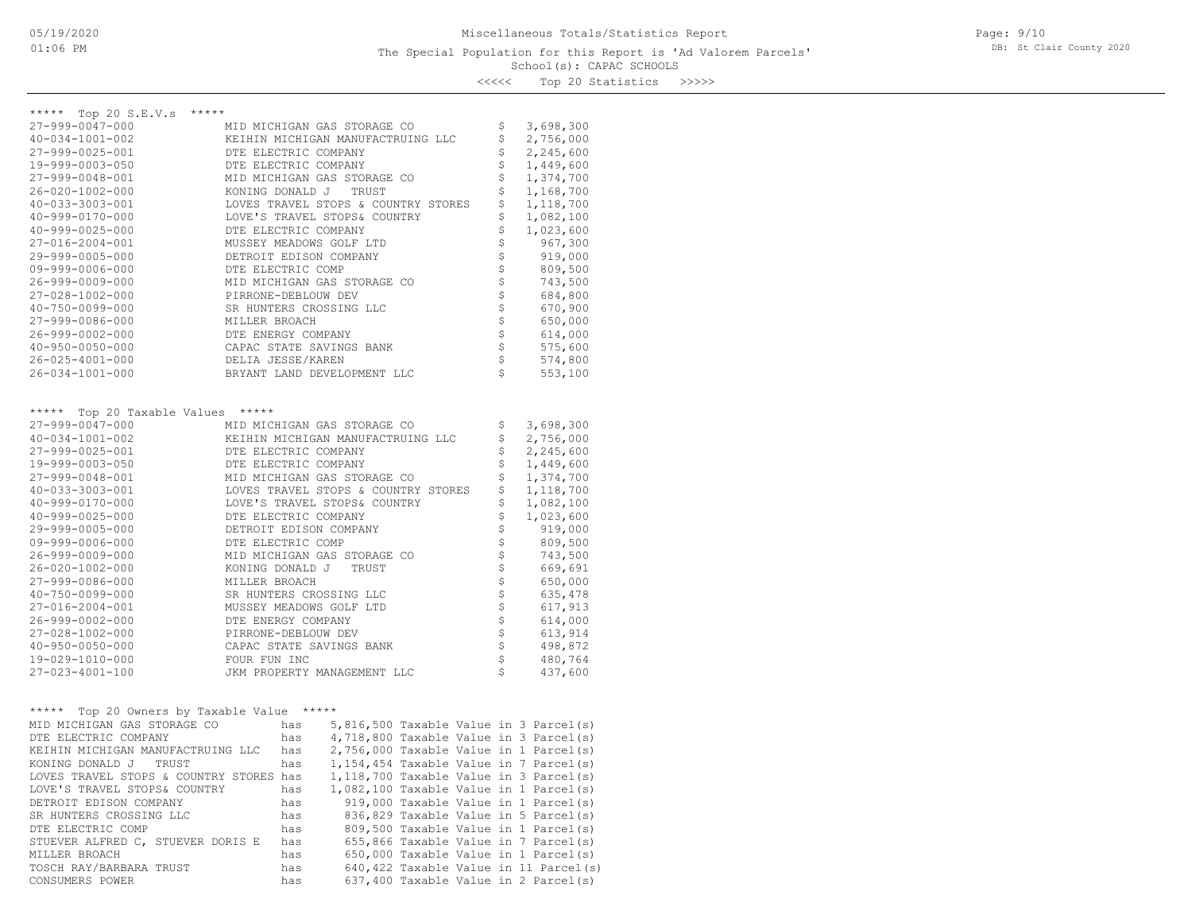Miscellaneous Totals/Statistics Report

The Special Population for this Report is 'Ad Valorem Parcels'

School(s): CAPAC SCHOOLS

<<<<< Top 20 Statistics >>>>>

## ***** Top 20 S.E.V.s *****

| Parcel | Owner | S.E.V. |
|---|---|---|
| 27-999-0047-000 | MID MICHIGAN GAS STORAGE CO | $ 3,698,300 |
| 40-034-1001-002 | KEIHIN MICHIGAN MANUFACTRUING LLC | $ 2,756,000 |
| 27-999-0025-001 | DTE ELECTRIC COMPANY | $ 2,245,600 |
| 19-999-0003-050 | DTE ELECTRIC COMPANY | $ 1,449,600 |
| 27-999-0048-001 | MID MICHIGAN GAS STORAGE CO | $ 1,374,700 |
| 26-020-1002-000 | KONING DONALD J TRUST | $ 1,168,700 |
| 40-033-3003-001 | LOVES TRAVEL STOPS & COUNTRY STORES | $ 1,118,700 |
| 40-999-0170-000 | LOVE'S TRAVEL STOPS& COUNTRY | $ 1,082,100 |
| 40-999-0025-000 | DTE ELECTRIC COMPANY | $ 1,023,600 |
| 27-016-2004-001 | MUSSEY MEADOWS GOLF LTD | $ 967,300 |
| 29-999-0005-000 | DETROIT EDISON COMPANY | $ 919,000 |
| 09-999-0006-000 | DTE ELECTRIC COMP | $ 809,500 |
| 26-999-0009-000 | MID MICHIGAN GAS STORAGE CO | $ 743,500 |
| 27-028-1002-000 | PIRRONE-DEBLOUW DEV | $ 684,800 |
| 40-750-0099-000 | SR HUNTERS CROSSING LLC | $ 670,900 |
| 27-999-0086-000 | MILLER BROACH | $ 650,000 |
| 26-999-0002-000 | DTE ENERGY COMPANY | $ 614,000 |
| 40-950-0050-000 | CAPAC STATE SAVINGS BANK | $ 575,600 |
| 26-025-4001-000 | DELIA JESSE/KAREN | $ 574,800 |
| 26-034-1001-000 | BRYANT LAND DEVELOPMENT LLC | $ 553,100 |

## ***** Top 20 Taxable Values *****

| Parcel | Owner | Taxable Value |
|---|---|---|
| 27-999-0047-000 | MID MICHIGAN GAS STORAGE CO | $ 3,698,300 |
| 40-034-1001-002 | KEIHIN MICHIGAN MANUFACTRUING LLC | $ 2,756,000 |
| 27-999-0025-001 | DTE ELECTRIC COMPANY | $ 2,245,600 |
| 19-999-0003-050 | DTE ELECTRIC COMPANY | $ 1,449,600 |
| 27-999-0048-001 | MID MICHIGAN GAS STORAGE CO | $ 1,374,700 |
| 40-033-3003-001 | LOVES TRAVEL STOPS & COUNTRY STORES | $ 1,118,700 |
| 40-999-0170-000 | LOVE'S TRAVEL STOPS& COUNTRY | $ 1,082,100 |
| 40-999-0025-000 | DTE ELECTRIC COMPANY | $ 1,023,600 |
| 29-999-0005-000 | DETROIT EDISON COMPANY | $ 919,000 |
| 09-999-0006-000 | DTE ELECTRIC COMP | $ 809,500 |
| 26-999-0009-000 | MID MICHIGAN GAS STORAGE CO | $ 743,500 |
| 26-020-1002-000 | KONING DONALD J TRUST | $ 669,691 |
| 27-999-0086-000 | MILLER BROACH | $ 650,000 |
| 40-750-0099-000 | SR HUNTERS CROSSING LLC | $ 635,478 |
| 27-016-2004-001 | MUSSEY MEADOWS GOLF LTD | $ 617,913 |
| 26-999-0002-000 | DTE ENERGY COMPANY | $ 614,000 |
| 27-028-1002-000 | PIRRONE-DEBLOUW DEV | $ 613,914 |
| 40-950-0050-000 | CAPAC STATE SAVINGS BANK | $ 498,872 |
| 19-029-1010-000 | FOUR FUN INC | $ 480,764 |
| 27-023-4001-100 | JKM PROPERTY MANAGEMENT LLC | $ 437,600 |

## ***** Top 20 Owners by Taxable Value *****

```
MID MICHIGAN GAS STORAGE CO              has    5,816,500 Taxable Value in 3 Parcel(s)
DTE ELECTRIC COMPANY                     has    4,718,800 Taxable Value in 3 Parcel(s)
KEIHIN MICHIGAN MANUFACTRUING LLC        has    2,756,000 Taxable Value in 1 Parcel(s)
KONING DONALD J   TRUST                  has    1,154,454 Taxable Value in 7 Parcel(s)
LOVES TRAVEL STOPS & COUNTRY STORES      has    1,118,700 Taxable Value in 3 Parcel(s)
LOVE'S TRAVEL STOPS& COUNTRY             has    1,082,100 Taxable Value in 1 Parcel(s)
DETROIT EDISON COMPANY                   has      919,000 Taxable Value in 1 Parcel(s)
SR HUNTERS CROSSING LLC                  has      836,829 Taxable Value in 5 Parcel(s)
DTE ELECTRIC COMP                        has      809,500 Taxable Value in 1 Parcel(s)
STUEVER ALFRED C, STUEVER DORIS E        has      655,866 Taxable Value in 7 Parcel(s)
MILLER BROACH                            has      650,000 Taxable Value in 1 Parcel(s)
TOSCH RAY/BARBARA TRUST                  has      640,422 Taxable Value in 11 Parcel(s)
CONSUMERS POWER                          has      637,400 Taxable Value in 2 Parcel(s)
```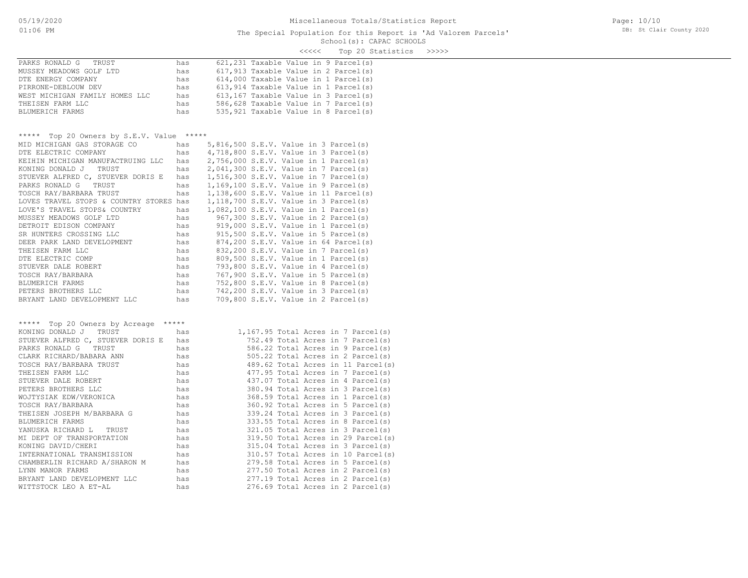| | | |
|---|---|---|
| PARKS RONALD G TRUST | has | 621,231 Taxable Value in 9 Parcel(s) |
| MUSSEY MEADOWS GOLF LTD | has | 617,913 Taxable Value in 2 Parcel(s) |
| DTE ENERGY COMPANY | has | 614,000 Taxable Value in 1 Parcel(s) |
| PIRRONE-DEBLOUW DEV | has | 613,914 Taxable Value in 1 Parcel(s) |
| WEST MICHIGAN FAMILY HOMES LLC | has | 613,167 Taxable Value in 3 Parcel(s) |
| THEISEN FARM LLC | has | 586,628 Taxable Value in 7 Parcel(s) |
| BLUMERICH FARMS | has | 535,921 Taxable Value in 8 Parcel(s) |

## ***** Top 20 Owners by S.E.V. Value *****

| | | |
|---|---|---|
| MID MICHIGAN GAS STORAGE CO | has | 5,816,500 S.E.V. Value in 3 Parcel(s) |
| DTE ELECTRIC COMPANY | has | 4,718,800 S.E.V. Value in 3 Parcel(s) |
| KEIHIN MICHIGAN MANUFACTRUING LLC | has | 2,756,000 S.E.V. Value in 1 Parcel(s) |
| KONING DONALD J TRUST | has | 2,041,300 S.E.V. Value in 7 Parcel(s) |
| STUEVER ALFRED C, STUEVER DORIS E | has | 1,516,300 S.E.V. Value in 7 Parcel(s) |
| PARKS RONALD G TRUST | has | 1,169,100 S.E.V. Value in 9 Parcel(s) |
| TOSCH RAY/BARBARA TRUST | has | 1,138,600 S.E.V. Value in 11 Parcel(s) |
| LOVES TRAVEL STOPS & COUNTRY STORES | has | 1,118,700 S.E.V. Value in 3 Parcel(s) |
| LOVE'S TRAVEL STOPS& COUNTRY | has | 1,082,100 S.E.V. Value in 1 Parcel(s) |
| MUSSEY MEADOWS GOLF LTD | has | 967,300 S.E.V. Value in 2 Parcel(s) |
| DETROIT EDISON COMPANY | has | 919,000 S.E.V. Value in 1 Parcel(s) |
| SR HUNTERS CROSSING LLC | has | 915,500 S.E.V. Value in 5 Parcel(s) |
| DEER PARK LAND DEVELOPMENT | has | 874,200 S.E.V. Value in 64 Parcel(s) |
| THEISEN FARM LLC | has | 832,200 S.E.V. Value in 7 Parcel(s) |
| DTE ELECTRIC COMP | has | 809,500 S.E.V. Value in 1 Parcel(s) |
| STUEVER DALE ROBERT | has | 793,800 S.E.V. Value in 4 Parcel(s) |
| TOSCH RAY/BARBARA | has | 767,900 S.E.V. Value in 5 Parcel(s) |
| BLUMERICH FARMS | has | 752,800 S.E.V. Value in 8 Parcel(s) |
| PETERS BROTHERS LLC | has | 742,200 S.E.V. Value in 3 Parcel(s) |
| BRYANT LAND DEVELOPMENT LLC | has | 709,800 S.E.V. Value in 2 Parcel(s) |

## ***** Top 20 Owners by Acreage *****

| | | |
|---|---|---|
| KONING DONALD J TRUST | has | 1,167.95 Total Acres in 7 Parcel(s) |
| STUEVER ALFRED C, STUEVER DORIS E | has | 752.49 Total Acres in 7 Parcel(s) |
| PARKS RONALD G TRUST | has | 586.22 Total Acres in 9 Parcel(s) |
| CLARK RICHARD/BABARA ANN | has | 505.22 Total Acres in 2 Parcel(s) |
| TOSCH RAY/BARBARA TRUST | has | 489.62 Total Acres in 11 Parcel(s) |
| THEISEN FARM LLC | has | 477.95 Total Acres in 7 Parcel(s) |
| STUEVER DALE ROBERT | has | 437.07 Total Acres in 4 Parcel(s) |
| PETERS BROTHERS LLC | has | 380.94 Total Acres in 3 Parcel(s) |
| WOJTYSIAK EDW/VERONICA | has | 368.59 Total Acres in 1 Parcel(s) |
| TOSCH RAY/BARBARA | has | 360.92 Total Acres in 5 Parcel(s) |
| THEISEN JOSEPH M/BARBARA G | has | 339.24 Total Acres in 3 Parcel(s) |
| BLUMERICH FARMS | has | 333.55 Total Acres in 8 Parcel(s) |
| YANUSKA RICHARD L TRUST | has | 321.05 Total Acres in 3 Parcel(s) |
| MI DEPT OF TRANSPORTATION | has | 319.50 Total Acres in 29 Parcel(s) |
| KONING DAVID/CHERI | has | 315.04 Total Acres in 3 Parcel(s) |
| INTERNATIONAL TRANSMISSION | has | 310.57 Total Acres in 10 Parcel(s) |
| CHAMBERLIN RICHARD A/SHARON M | has | 279.58 Total Acres in 5 Parcel(s) |
| LYNN MANOR FARMS | has | 277.50 Total Acres in 2 Parcel(s) |
| BRYANT LAND DEVELOPMENT LLC | has | 277.19 Total Acres in 2 Parcel(s) |
| WITTSTOCK LEO A ET-AL | has | 276.69 Total Acres in 2 Parcel(s) |